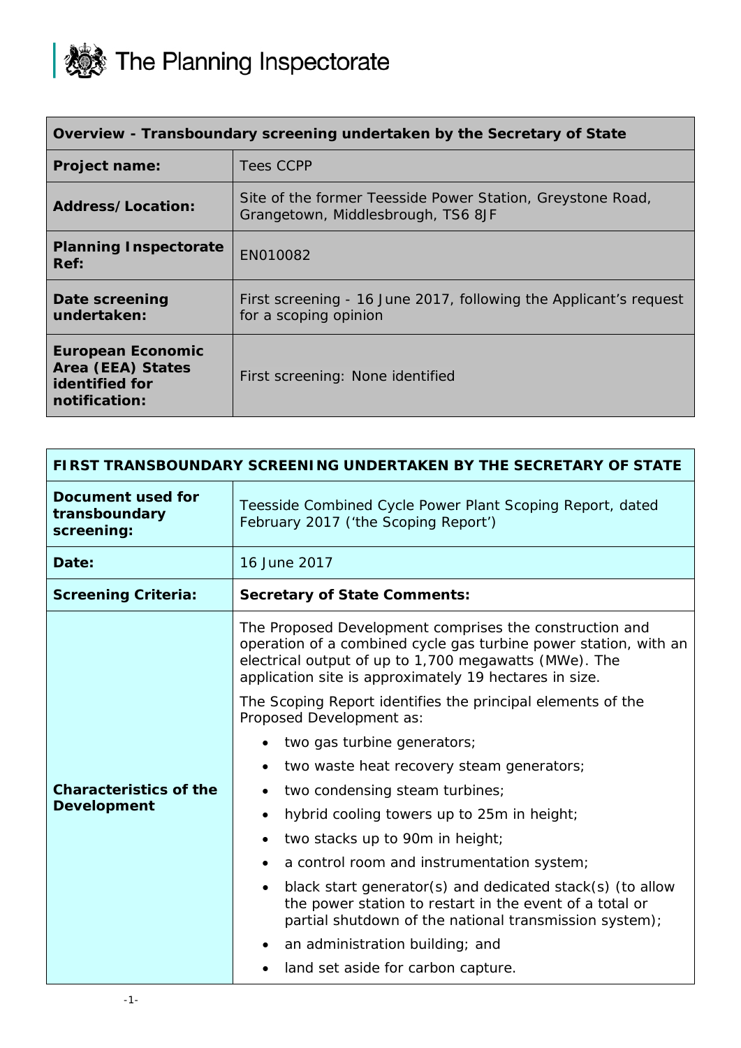The Planning Inspectorate

| Overview - Transboundary screening undertaken by the Secretary of State | |
|---|---|
| **Project name:** | Tees CCPP |
| **Address/Location:** | Site of the former Teesside Power Station, Greystone Road, Grangetown, Middlesbrough, TS6 8JF |
| **Planning Inspectorate Ref:** | EN010082 |
| **Date screening undertaken:** | First screening - 16 June 2017, following the Applicant's request for a scoping opinion |
| **European Economic Area (EEA) States identified for notification:** | First screening: None identified |

| FIRST TRANSBOUNDARY SCREENING UNDERTAKEN BY THE SECRETARY OF STATE | |
|---|---|
| **Document used for transboundary screening:** | Teesside Combined Cycle Power Plant Scoping Report, dated February 2017 ('the Scoping Report') |
| **Date:** | 16 June 2017 |
| **Screening Criteria:** | **Secretary of State Comments:** |
| **Characteristics of the Development** | The Proposed Development comprises the construction and operation of a combined cycle gas turbine power station, with an electrical output of up to 1,700 megawatts (MWe). The application site is approximately 19 hectares in size.<br><br>The Scoping Report identifies the principal elements of the Proposed Development as:<br><br>• two gas turbine generators;<br>• two waste heat recovery steam generators;<br>• two condensing steam turbines;<br>• hybrid cooling towers up to 25m in height;<br>• two stacks up to 90m in height;<br>• a control room and instrumentation system;<br>• black start generator(s) and dedicated stack(s) (to allow the power station to restart in the event of a total or partial shutdown of the national transmission system);<br>• an administration building; and<br>• land set aside for carbon capture. |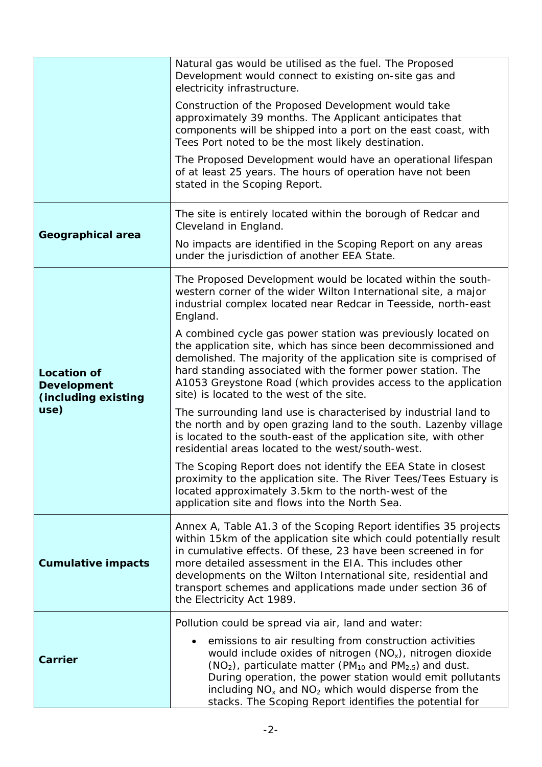| | |
|---|---|
| | Natural gas would be utilised as the fuel. The Proposed Development would connect to existing on-site gas and electricity infrastructure.<br><br>Construction of the Proposed Development would take approximately 39 months. The Applicant anticipates that components will be shipped into a port on the east coast, with Tees Port noted to be the most likely destination.<br><br>The Proposed Development would have an operational lifespan of at least 25 years. The hours of operation have not been stated in the Scoping Report. |
| **Geographical area** | The site is entirely located within the borough of Redcar and Cleveland in England.<br><br>No impacts are identified in the Scoping Report on any areas under the jurisdiction of another EEA State. |
| **Location of Development (including existing use)** | The Proposed Development would be located within the south-western corner of the wider Wilton International site, a major industrial complex located near Redcar in Teesside, north-east England.<br><br>A combined cycle gas power station was previously located on the application site, which has since been decommissioned and demolished. The majority of the application site is comprised of hard standing associated with the former power station. The A1053 Greystone Road (which provides access to the application site) is located to the west of the site.<br><br>The surrounding land use is characterised by industrial land to the north and by open grazing land to the south. Lazenby village is located to the south-east of the application site, with other residential areas located to the west/south-west.<br><br>The Scoping Report does not identify the EEA State in closest proximity to the application site. The River Tees/Tees Estuary is located approximately 3.5km to the north-west of the application site and flows into the North Sea. |
| **Cumulative impacts** | Annex A, Table A1.3 of the Scoping Report identifies 35 projects within 15km of the application site which could potentially result in cumulative effects. Of these, 23 have been screened in for more detailed assessment in the EIA. This includes other developments on the Wilton International site, residential and transport schemes and applications made under section 36 of the Electricity Act 1989. |
| **Carrier** | Pollution could be spread via air, land and water:<br><br>• emissions to air resulting from construction activities would include oxides of nitrogen ($NO_x$), nitrogen dioxide ($NO_2$), particulate matter ($PM_{10}$ and $PM_{2.5}$) and dust. During operation, the power station would emit pollutants including $NO_x$ and $NO_2$ which would disperse from the stacks. The Scoping Report identifies the potential for |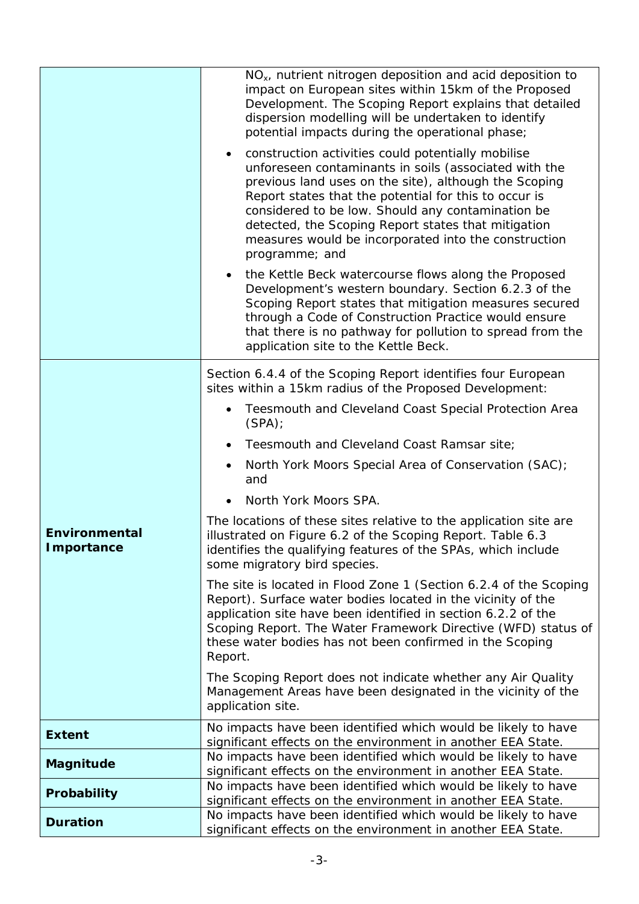| | |
|---|---|
| | $NO_x$, nutrient nitrogen deposition and acid deposition to impact on European sites within 15km of the Proposed Development. The Scoping Report explains that detailed dispersion modelling will be undertaken to identify potential impacts during the operational phase;<br><br>• construction activities could potentially mobilise unforeseen contaminants in soils (associated with the previous land uses on the site), although the Scoping Report states that the potential for this to occur is considered to be low. Should any contamination be detected, the Scoping Report states that mitigation measures would be incorporated into the construction programme; and<br><br>• the Kettle Beck watercourse flows along the Proposed Development's western boundary. Section 6.2.3 of the Scoping Report states that mitigation measures secured through a Code of Construction Practice would ensure that there is no pathway for pollution to spread from the application site to the Kettle Beck. |
| **Environmental Importance** | Section 6.4.4 of the Scoping Report identifies four European sites within a 15km radius of the Proposed Development:<br><br>• Teesmouth and Cleveland Coast Special Protection Area (SPA);<br>• Teesmouth and Cleveland Coast Ramsar site;<br>• North York Moors Special Area of Conservation (SAC); and<br>• North York Moors SPA.<br><br>The locations of these sites relative to the application site are illustrated on Figure 6.2 of the Scoping Report. Table 6.3 identifies the qualifying features of the SPAs, which include some migratory bird species.<br><br>The site is located in Flood Zone 1 (Section 6.2.4 of the Scoping Report). Surface water bodies located in the vicinity of the application site have been identified in section 6.2.2 of the Scoping Report. The Water Framework Directive (WFD) status of these water bodies has not been confirmed in the Scoping Report.<br><br>The Scoping Report does not indicate whether any Air Quality Management Areas have been designated in the vicinity of the application site. |
| **Extent** | No impacts have been identified which would be likely to have significant effects on the environment in another EEA State. |
| **Magnitude** | No impacts have been identified which would be likely to have significant effects on the environment in another EEA State. |
| **Probability** | No impacts have been identified which would be likely to have significant effects on the environment in another EEA State. |
| **Duration** | No impacts have been identified which would be likely to have significant effects on the environment in another EEA State. |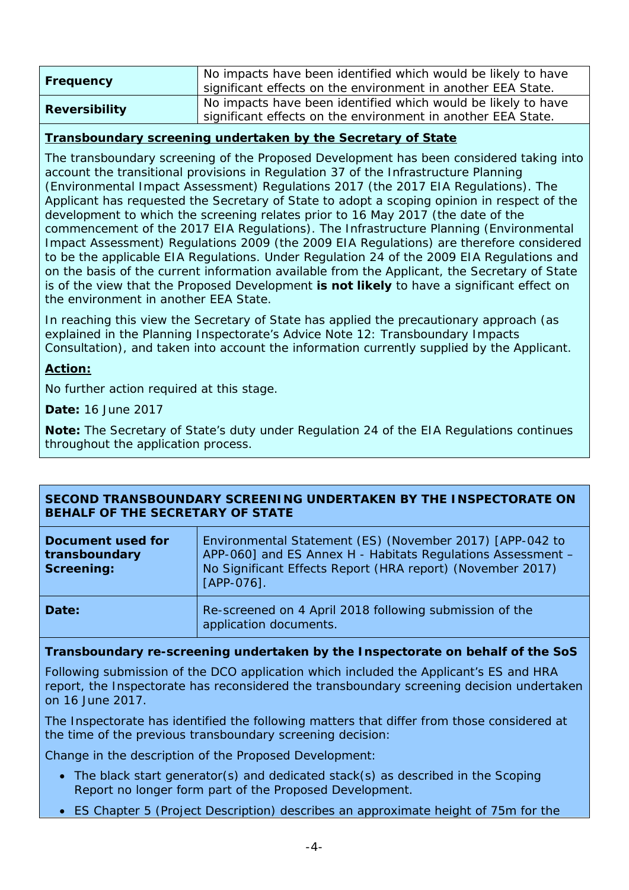| | |
|---|---|
| **Frequency** | No impacts have been identified which would be likely to have significant effects on the environment in another EEA State. |
| **Reversibility** | No impacts have been identified which would be likely to have significant effects on the environment in another EEA State. |

**Transboundary screening undertaken by the Secretary of State**

The transboundary screening of the Proposed Development has been considered taking into account the transitional provisions in Regulation 37 of the Infrastructure Planning (Environmental Impact Assessment) Regulations 2017 (the 2017 EIA Regulations). The Applicant has requested the Secretary of State to adopt a scoping opinion in respect of the development to which the screening relates prior to 16 May 2017 (the date of the commencement of the 2017 EIA Regulations). The Infrastructure Planning (Environmental Impact Assessment) Regulations 2009 (the 2009 EIA Regulations) are therefore considered to be the applicable EIA Regulations. Under Regulation 24 of the 2009 EIA Regulations and on the basis of the current information available from the Applicant, the Secretary of State is of the view that the Proposed Development **is not likely** to have a significant effect on the environment in another EEA State.

In reaching this view the Secretary of State has applied the precautionary approach (as explained in the Planning Inspectorate's Advice Note 12: Transboundary Impacts Consultation), and taken into account the information currently supplied by the Applicant.

**Action:**

No further action required at this stage.

**Date:** 16 June 2017

**Note:** The Secretary of State's duty under Regulation 24 of the EIA Regulations continues throughout the application process.

**SECOND TRANSBOUNDARY SCREENING UNDERTAKEN BY THE INSPECTORATE ON BEHALF OF THE SECRETARY OF STATE**

| | |
|---|---|
| **Document used for transboundary Screening:** | Environmental Statement (ES) (November 2017) [APP-042 to APP-060] and ES Annex H - Habitats Regulations Assessment – No Significant Effects Report (HRA report) (November 2017) [APP-076]. |
| **Date:** | Re-screened on 4 April 2018 following submission of the application documents. |

**Transboundary re-screening undertaken by the Inspectorate on behalf of the SoS**

Following submission of the DCO application which included the Applicant's ES and HRA report, the Inspectorate has reconsidered the transboundary screening decision undertaken on 16 June 2017.

The Inspectorate has identified the following matters that differ from those considered at the time of the previous transboundary screening decision:

Change in the description of the Proposed Development:

- The black start generator(s) and dedicated stack(s) as described in the Scoping Report no longer form part of the Proposed Development.
- ES Chapter 5 (Project Description) describes an approximate height of 75m for the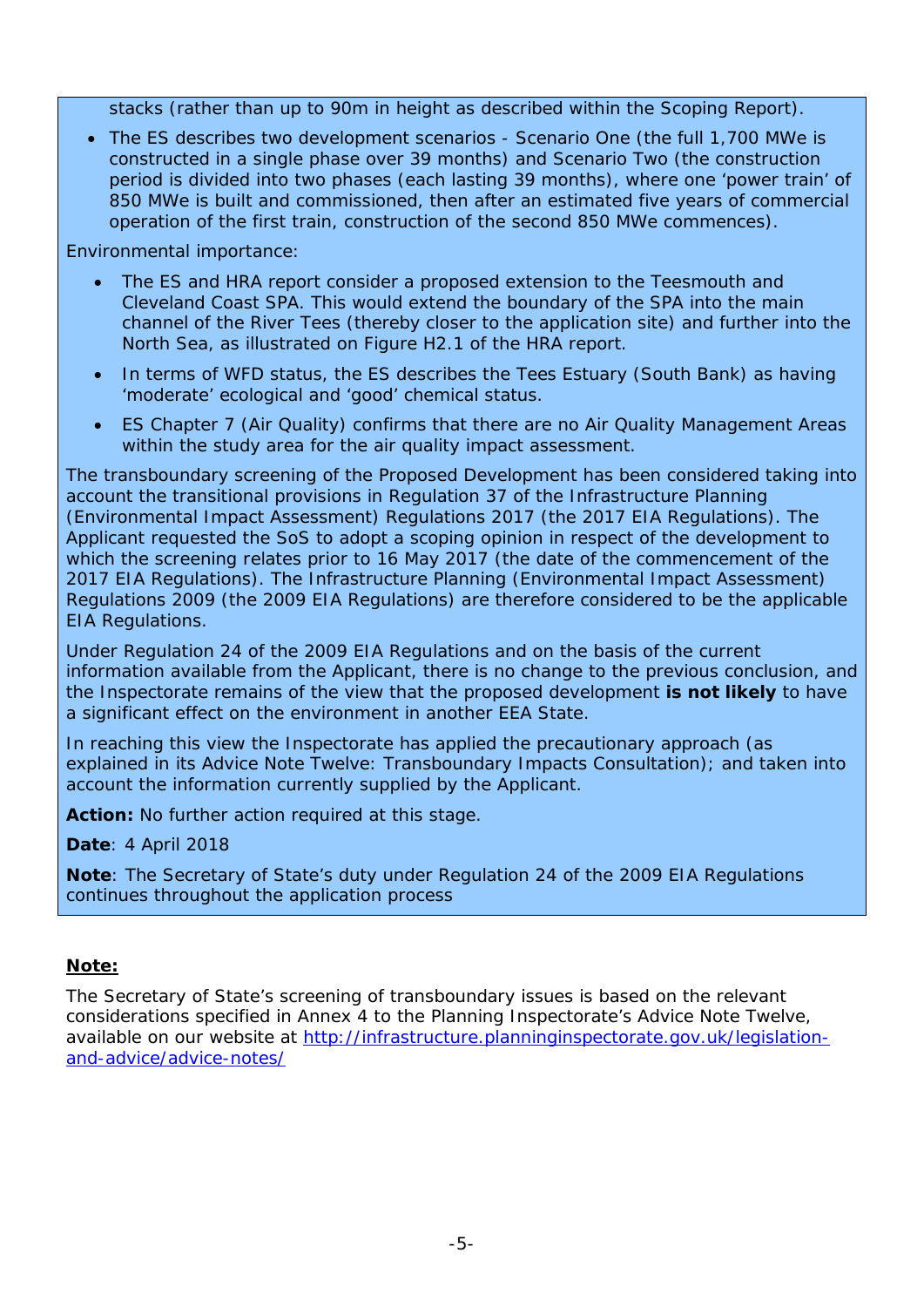stacks (rather than up to 90m in height as described within the Scoping Report).

- The ES describes two development scenarios - Scenario One (the full 1,700 MWe is constructed in a single phase over 39 months) and Scenario Two (the construction period is divided into two phases (each lasting 39 months), where one 'power train' of 850 MWe is built and commissioned, then after an estimated five years of commercial operation of the first train, construction of the second 850 MWe commences).

Environmental importance:

- The ES and HRA report consider a proposed extension to the Teesmouth and Cleveland Coast SPA. This would extend the boundary of the SPA into the main channel of the River Tees (thereby closer to the application site) and further into the North Sea, as illustrated on Figure H2.1 of the HRA report.
- In terms of WFD status, the ES describes the Tees Estuary (South Bank) as having 'moderate' ecological and 'good' chemical status.
- ES Chapter 7 (Air Quality) confirms that there are no Air Quality Management Areas within the study area for the air quality impact assessment.

The transboundary screening of the Proposed Development has been considered taking into account the transitional provisions in Regulation 37 of the Infrastructure Planning (Environmental Impact Assessment) Regulations 2017 (the 2017 EIA Regulations). The Applicant requested the SoS to adopt a scoping opinion in respect of the development to which the screening relates prior to 16 May 2017 (the date of the commencement of the 2017 EIA Regulations). The Infrastructure Planning (Environmental Impact Assessment) Regulations 2009 (the 2009 EIA Regulations) are therefore considered to be the applicable EIA Regulations.

Under Regulation 24 of the 2009 EIA Regulations and on the basis of the current information available from the Applicant, there is no change to the previous conclusion, and the Inspectorate remains of the view that the proposed development **is not likely** to have a significant effect on the environment in another EEA State.

In reaching this view the Inspectorate has applied the precautionary approach (as explained in its Advice Note Twelve: Transboundary Impacts Consultation); and taken into account the information currently supplied by the Applicant.

**Action:** No further action required at this stage.

**Date**: 4 April 2018

**Note**: The Secretary of State's duty under Regulation 24 of the 2009 EIA Regulations continues throughout the application process

**Note:**

The Secretary of State's screening of transboundary issues is based on the relevant considerations specified in Annex 4 to the Planning Inspectorate's Advice Note Twelve, available on our website at http://infrastructure.planninginspectorate.gov.uk/legislation-and-advice/advice-notes/